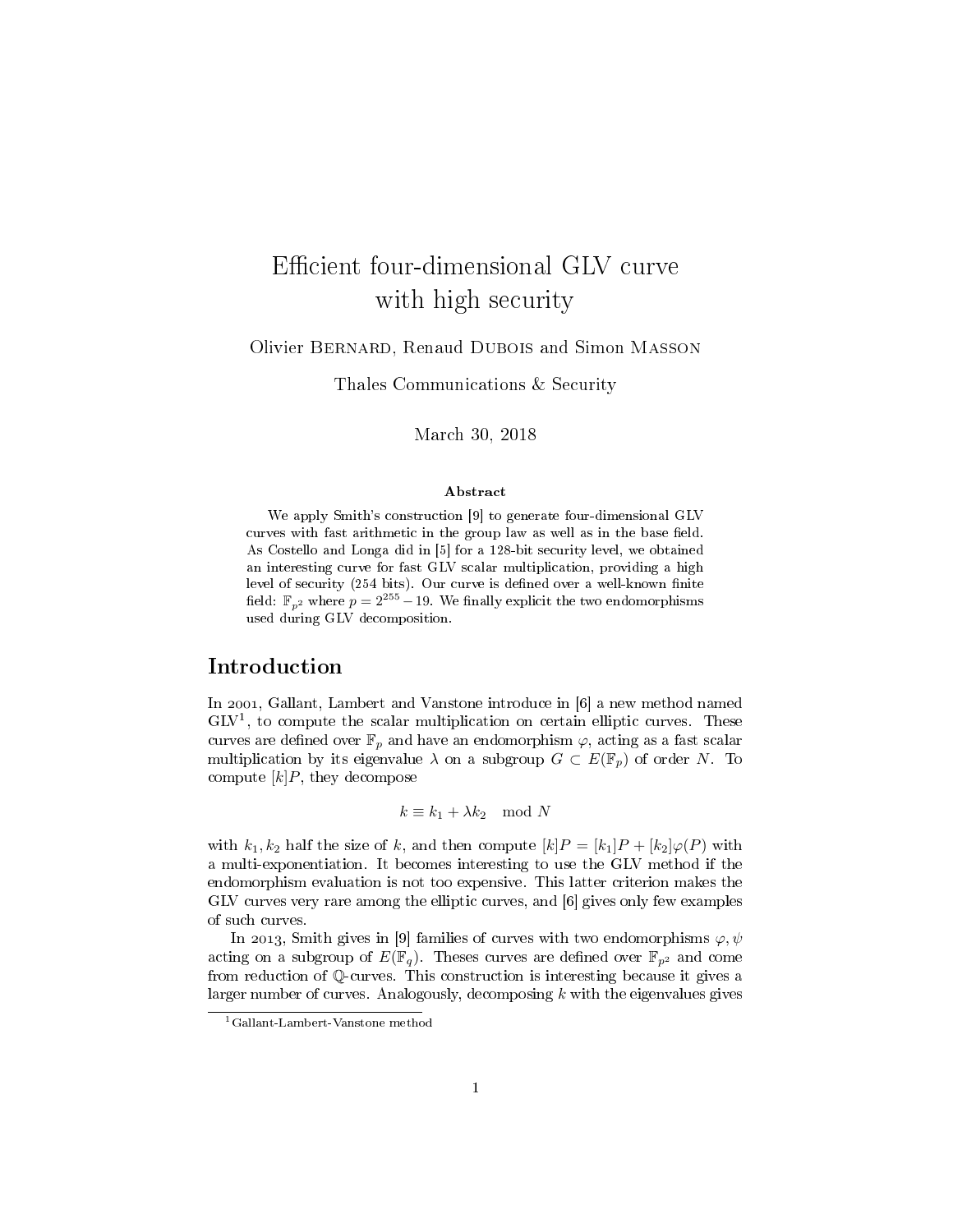# Efficient four-dimensional GLV curve with high security

Olivier Bernard, Renaud Dubois and Simon Masson

Thales Communications & Security

March 30, 2018

### Abstract

We apply Smith's construction [9] to generate four-dimensional GLV curves with fast arithmetic in the group law as well as in the base field. As Costello and Longa did in [5] for a 128-bit security level, we obtained an interesting curve for fast GLV scalar multiplication, providing a high level of security (254 bits). Our curve is defined over a well-known finite field: $\mathbb{F}_{p^2}$ where $p = 2^{255} - 19$. We finally explicit the two endomorphisms used during GLV decomposition.

## Introduction

In 2001, Gallant, Lambert and Vanstone introduce in [6] a new method named GLV[1], to compute the scalar multiplication on certain elliptic curves. These curves are defined over $\mathbb{F}_p$ and have an endomorphism $\varphi$, acting as a fast scalar multiplication by its eigenvalue $\lambda$ on a subgroup $G \subset E(\mathbb{F}_p)$ of order $N$. To compute $[k]P$, they decompose

$$k \equiv k_1 + \lambda k_2 \mod N$$

with $k_1, k_2$ half the size of $k$, and then compute $[k]P = [k_1]P + [k_2]\varphi(P)$ with a multi-exponentiation. It becomes interesting to use the GLV method if the endomorphism evaluation is not too expensive. This latter criterion makes the GLV curves very rare among the elliptic curves, and [6] gives only few examples of such curves.

In 2013, Smith gives in [9] families of curves with two endomorphisms $\varphi, \psi$ acting on a subgroup of $E(\mathbb{F}_q)$. Theses curves are defined over $\mathbb{F}_{p^2}$ and come from reduction of $\mathbb{Q}$-curves. This construction is interesting because it gives a larger number of curves. Analogously, decomposing $k$ with the eigenvalues gives

[1] Gallant-Lambert-Vanstone method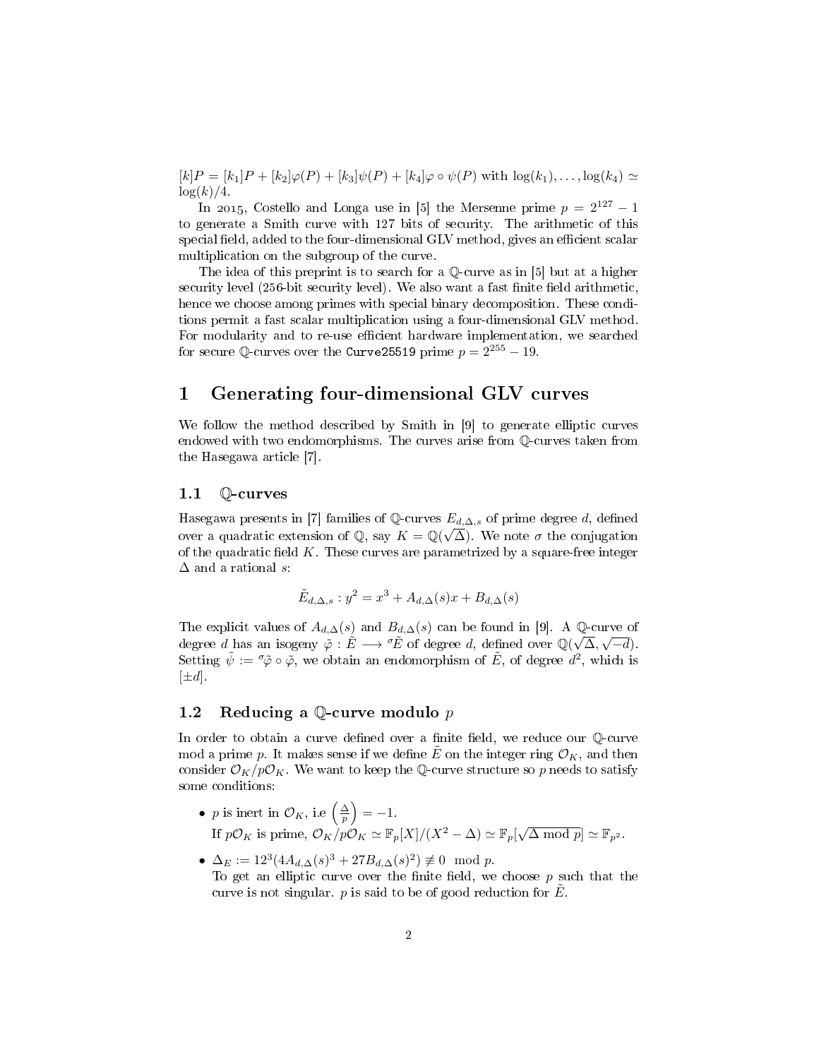$[k]P = [k_1]P + [k_2]\varphi(P) + [k_3]\psi(P) + [k_4]\varphi \circ \psi(P)$ with $\log(k_1), \ldots, \log(k_4) \simeq \log(k)/4$.

In 2015, Costello and Longa use in [5] the Mersenne prime $p = 2^{127} - 1$ to generate a Smith curve with 127 bits of security. The arithmetic of this special field, added to the four-dimensional GLV method, gives an efficient scalar multiplication on the subgroup of the curve.

The idea of this preprint is to search for a $\mathbb{Q}$-curve as in [5] but at a higher security level (256-bit security level). We also want a fast finite field arithmetic, hence we choose among primes with special binary decomposition. These conditions permit a fast scalar multiplication using a four-dimensional GLV method. For modularity and to re-use efficient hardware implementation, we searched for secure $\mathbb{Q}$-curves over the `Curve25519` prime $p = 2^{255} - 19$.

# 1 Generating four-dimensional GLV curves

We follow the method described by Smith in [9] to generate elliptic curves endowed with two endomorphisms. The curves arise from $\mathbb{Q}$-curves taken from the Hasegawa article [7].

## 1.1 $\mathbb{Q}$-curves

Hasegawa presents in [7] families of $\mathbb{Q}$-curves $E_{d,\Delta,s}$ of prime degree $d$, defined over a quadratic extension of $\mathbb{Q}$, say $K = \mathbb{Q}(\sqrt{\Delta})$. We note $\sigma$ the conjugation of the quadratic field $K$. These curves are parametrized by a square-free integer $\Delta$ and a rational $s$:

$$\tilde{E}_{d,\Delta,s} : y^2 = x^3 + A_{d,\Delta}(s)x + B_{d,\Delta}(s)$$

The explicit values of $A_{d,\Delta}(s)$ and $B_{d,\Delta}(s)$ can be found in [9]. A $\mathbb{Q}$-curve of degree $d$ has an isogeny $\tilde{\varphi} : \tilde{E} \longrightarrow {}^{\sigma}\tilde{E}$ of degree $d$, defined over $\mathbb{Q}(\sqrt{\Delta}, \sqrt{-d})$. Setting $\tilde{\psi} := {}^{\sigma}\tilde{\varphi} \circ \tilde{\varphi}$, we obtain an endomorphism of $\tilde{E}$, of degree $d^2$, which is $[\pm d]$.

## 1.2 Reducing a $\mathbb{Q}$-curve modulo $p$

In order to obtain a curve defined over a finite field, we reduce our $\mathbb{Q}$-curve mod a prime $p$. It makes sense if we define $\tilde{E}$ on the integer ring $\mathcal{O}_K$, and then consider $\mathcal{O}_K/p\mathcal{O}_K$. We want to keep the $\mathbb{Q}$-curve structure so $p$ needs to satisfy some conditions:

- $p$ is inert in $\mathcal{O}_K$, i.e $\left(\frac{\Delta}{p}\right) = -1$.
  If $p\mathcal{O}_K$ is prime, $\mathcal{O}_K/p\mathcal{O}_K \simeq \mathbb{F}_p[X]/(X^2 - \Delta) \simeq \mathbb{F}_p[\sqrt{\Delta \bmod p}] \simeq \mathbb{F}_{p^2}$.
- $\Delta_E := 12^3(4A_{d,\Delta}(s)^3 + 27B_{d,\Delta}(s)^2) \not\equiv 0 \mod p$.
  To get an elliptic curve over the finite field, we choose $p$ such that the curve is not singular. $p$ is said to be of good reduction for $\tilde{E}$.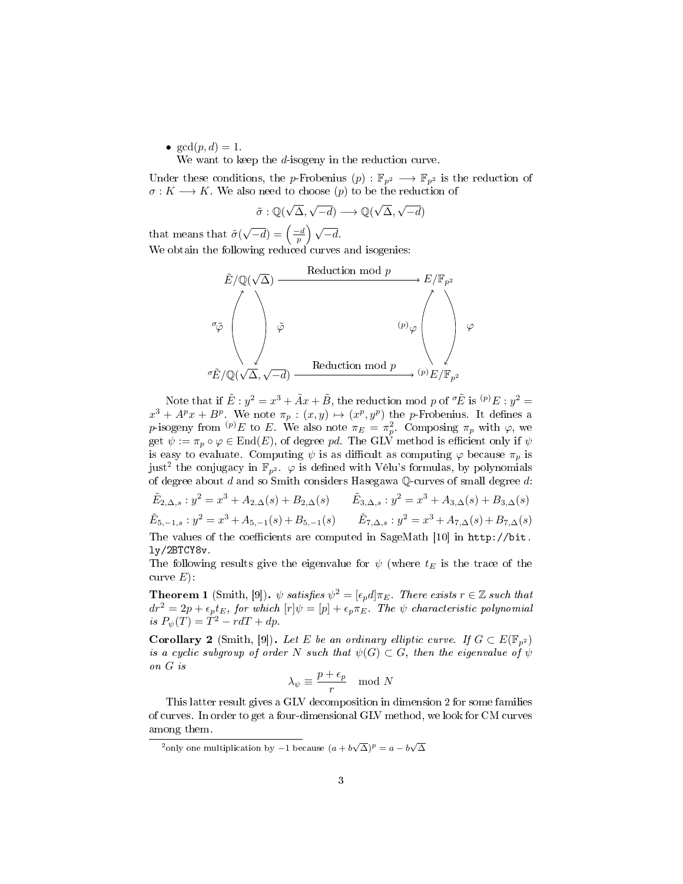- $\gcd(p, d) = 1$.
  We want to keep the $d$-isogeny in the reduction curve.

Under these conditions, the $p$-Frobenius $(p) : \mathbb{F}_{p^2} \longrightarrow \mathbb{F}_{p^2}$ is the reduction of $\sigma : K \longrightarrow K$. We also need to choose $(p)$ to be the reduction of

$$\tilde{\sigma} : \mathbb{Q}(\sqrt{\Delta}, \sqrt{-d}) \longrightarrow \mathbb{Q}(\sqrt{\Delta}, \sqrt{-d})$$

that means that $\tilde{\sigma}(\sqrt{-d}) = \left(\frac{-d}{p}\right)\sqrt{-d}$.

We obtain the following reduced curves and isogenies:

$$\begin{array}{ccc}
\tilde{E}/\mathbb{Q}(\sqrt{\Delta}) & \xrightarrow{\text{Reduction mod } p} & E/\mathbb{F}_{p^2} \\
{}^{\sigma}\tilde{\varphi} \uparrow \; \downarrow \tilde{\varphi} & & {}^{(p)}\varphi \uparrow \; \downarrow \varphi \\
{}^{\sigma}\tilde{E}/\mathbb{Q}(\sqrt{\Delta}, \sqrt{-d}) & \xrightarrow{\text{Reduction mod } p} & {}^{(p)}E/\mathbb{F}_{p^2}
\end{array}$$

Note that if $\tilde{E} : y^2 = x^3 + \tilde{A}x + \tilde{B}$, the reduction mod $p$ of ${}^{\sigma}\tilde{E}$ is ${}^{(p)}E : y^2 = x^3 + A^p x + B^p$. We note $\pi_p : (x, y) \mapsto (x^p, y^p)$ the $p$-Frobenius. It defines a $p$-isogeny from ${}^{(p)}E$ to $E$. We also note $\pi_E = \pi_p^2$. Composing $\pi_p$ with $\varphi$, we get $\psi := \pi_p \circ \varphi \in \mathrm{End}(E)$, of degree $pd$. The GLV method is efficient only if $\psi$ is easy to evaluate. Computing $\psi$ is as difficult as computing $\varphi$ because $\pi_p$ is just[2] the conjugacy in $\mathbb{F}_{p^2}$. $\varphi$ is defined with Vélu's formulas, by polynomials of degree about $d$ and so Smith considers Hasegawa $\mathbb{Q}$-curves of small degree $d$:

$$\tilde{E}_{2,\Delta,s} : y^2 = x^3 + A_{2,\Delta}(s) + B_{2,\Delta}(s) \qquad \tilde{E}_{3,\Delta,s} : y^2 = x^3 + A_{3,\Delta}(s) + B_{3,\Delta}(s)$$

$$\tilde{E}_{5,-1,s} : y^2 = x^3 + A_{5,-1}(s) + B_{5,-1}(s) \qquad \tilde{E}_{7,\Delta,s} : y^2 = x^3 + A_{7,\Delta}(s) + B_{7,\Delta}(s)$$

The values of the coefficients are computed in SageMath [10] in http://bit.ly/2BTCY8v.

The following results give the eigenvalue for $\psi$ (where $t_E$ is the trace of the curve $E$):

**Theorem 1** (Smith, [9]). *$\psi$ satisfies $\psi^2 = [\epsilon_p d]\pi_E$. There exists $r \in \mathbb{Z}$ such that $dr^2 = 2p + \epsilon_p t_E$, for which $[r]\psi = [p] + \epsilon_p \pi_E$. The $\psi$ characteristic polynomial is $P_\psi(T) = T^2 - rdT + dp$.*

**Corollary 2** (Smith, [9]). *Let $E$ be an ordinary elliptic curve. If $G \subset E(\mathbb{F}_{p^2})$ is a cyclic subgroup of order $N$ such that $\psi(G) \subset G$, then the eigenvalue of $\psi$ on $G$ is*

$$\lambda_\psi \equiv \frac{p + \epsilon_p}{r} \mod N$$

This latter result gives a GLV decomposition in dimension 2 for some families of curves. In order to get a four-dimensional GLV method, we look for CM curves among them.

---

[2] only one multiplication by $-1$ because $(a + b\sqrt{\Delta})^p = a - b\sqrt{\Delta}$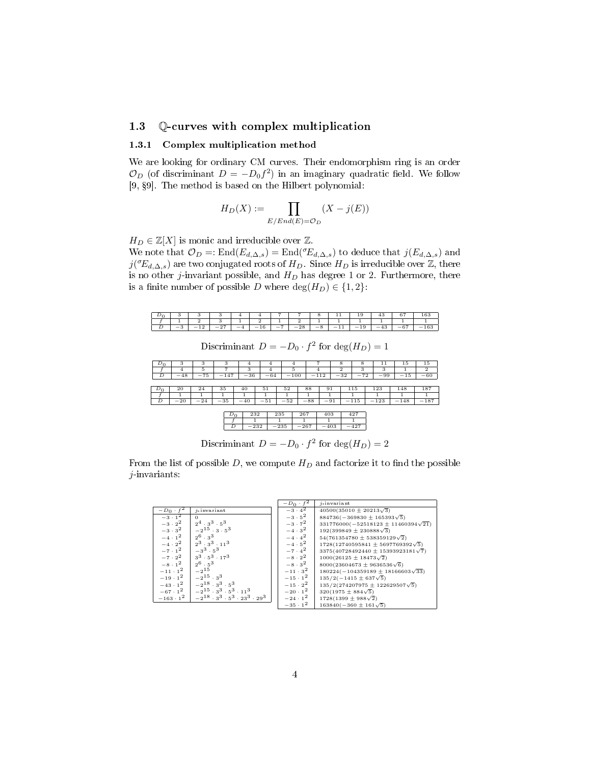## 1.3 $\mathbb{Q}$-curves with complex multiplication

### 1.3.1 Complex multiplication method

We are looking for ordinary CM curves. Their endomorphism ring is an order $\mathcal{O}_D$ (of discriminant $D = -D_0 f^2$) in an imaginary quadratic field. We follow [9, §9]. The method is based on the Hilbert polynomial:

$$H_D(X) := \prod_{E/End(E)=\mathcal{O}_D} (X - j(E))$$

$H_D \in \mathbb{Z}[X]$ is monic and irreducible over $\mathbb{Z}$.
We note that $\mathcal{O}_D =: \mathrm{End}(E_{d,\Delta,s}) = \mathrm{End}({}^{\sigma}E_{d,\Delta,s})$ to deduce that $j(E_{d,\Delta,s})$ and $j({}^{\sigma}E_{d,\Delta,s})$ are two conjugated roots of $H_D$. Since $H_D$ is irreducible over $\mathbb{Z}$, there is no other $j$-invariant possible, and $H_D$ has degree 1 or 2. Furthermore, there is a finite number of possible $D$ where $\deg(H_D) \in \{1, 2\}$:

| $D_0$ | 3 | 3 | 3 | 4 | 4 | 7 | 7 | 8 | 11 | 19 | 43 | 67 | 163 |
|---|---|---|---|---|---|---|---|---|---|---|---|---|---|
| $f$ | 1 | 2 | 3 | 1 | 2 | 1 | 2 | 1 | 1 | 1 | 1 | 1 | 1 |
| $D$ | $-3$ | $-12$ | $-27$ | $-4$ | $-16$ | $-7$ | $-28$ | $-8$ | $-11$ | $-19$ | $-43$ | $-67$ | $-163$ |

Discriminant $D = -D_0 \cdot f^2$ for $\deg(H_D) = 1$

| $D_0$ | 3 | 3 | 3 | 4 | 4 | 4 | 7 | 8 | 8 | 11 | 15 | 15 |
|---|---|---|---|---|---|---|---|---|---|---|---|---|
| $f$ | 4 | 5 | 7 | 3 | 4 | 5 | 4 | 2 | 3 | 3 | 1 | 2 |
| $D$ | $-48$ | $-75$ | $-147$ | $-36$ | $-64$ | $-100$ | $-112$ | $-32$ | $-72$ | $-99$ | $-15$ | $-60$ |

| $D_0$ | 20 | 24 | 35 | 40 | 51 | 52 | 88 | 91 | 115 | 123 | 148 | 187 |
|---|---|---|---|---|---|---|---|---|---|---|---|---|
| $f$ | 1 | 1 | 1 | 1 | 1 | 1 | 1 | 1 | 1 | 1 | 1 | 1 |
| $D$ | $-20$ | $-24$ | $-35$ | $-40$ | $-51$ | $-52$ | $-88$ | $-91$ | $-115$ | $-123$ | $-148$ | $-187$ |

| $D_0$ | 232 | 235 | 267 | 403 | 427 |
|---|---|---|---|---|---|
| $f$ | 1 | 1 | 1 | 1 | 1 |
| $D$ | $-232$ | $-235$ | $-267$ | $-403$ | $-427$ |

Discriminant $D = -D_0 \cdot f^2$ for $\deg(H_D) = 2$

From the list of possible $D$, we compute $H_D$ and factorize it to find the possible $j$-invariants:

| $-D_0 \cdot f^2$ | $j$-invariant |
|---|---|
| $-3 \cdot 1^2$ | $0$ |
| $-3 \cdot 2^2$ | $2^4 \cdot 3^3 \cdot 5^3$ |
| $-3 \cdot 3^2$ | $-2^{15} \cdot 3 \cdot 5^3$ |
| $-4 \cdot 1^2$ | $2^6 \cdot 3^3$ |
| $-4 \cdot 2^2$ | $2^3 \cdot 3^3 \cdot 11^3$ |
| $-7 \cdot 1^2$ | $-3^3 \cdot 5^3$ |
| $-7 \cdot 2^2$ | $3^3 \cdot 5^3 \cdot 17^3$ |
| $-8 \cdot 1^2$ | $2^6 \cdot 5^3$ |
| $-11 \cdot 1^2$ | $-2^{15}$ |
| $-19 \cdot 1^2$ | $-2^{15} \cdot 3^3$ |
| $-43 \cdot 1^2$ | $-2^{18} \cdot 3^3 \cdot 5^3$ |
| $-67 \cdot 1^2$ | $-2^{15} \cdot 3^3 \cdot 5^3 \cdot 11^3$ |
| $-163 \cdot 1^2$ | $-2^{18} \cdot 3^3 \cdot 5^3 \cdot 23^3 \cdot 29^3$ |

| $-D_0 \cdot f^2$ | $j$-invariant |
|---|---|
| $-3 \cdot 4^2$ | $40500(35010 \pm 20213\sqrt{3})$ |
| $-3 \cdot 5^2$ | $884736(-369830 \pm 165393\sqrt{5})$ |
| $-3 \cdot 7^2$ | $331776000(-52518123 \pm 11460394\sqrt{21})$ |
| $-4 \cdot 3^2$ | $192(399849 \pm 230888\sqrt{3})$ |
| $-4 \cdot 4^2$ | $54(761354780 \pm 538359129\sqrt{2})$ |
| $-4 \cdot 5^2$ | $1728(12740595841 \pm 5697769392\sqrt{5})$ |
| $-7 \cdot 4^2$ | $3375(40728492440 \pm 15393923181\sqrt{7})$ |
| $-8 \cdot 2^2$ | $1000(26125 \pm 18473\sqrt{2})$ |
| $-8 \cdot 3^2$ | $8000(23604673 \pm 9636536\sqrt{6})$ |
| $-11 \cdot 3^2$ | $180224(-104359189 \pm 18166603\sqrt{33})$ |
| $-15 \cdot 1^2$ | $135/2(-1415 \pm 637\sqrt{5})$ |
| $-15 \cdot 2^2$ | $135/2(274207975 \pm 122629507\sqrt{5})$ |
| $-20 \cdot 1^2$ | $320(1975 \pm 884\sqrt{5})$ |
| $-24 \cdot 1^2$ | $1728(1399 \pm 988\sqrt{2})$ |
| $-35 \cdot 1^2$ | $163840(-360 \pm 161\sqrt{5})$ |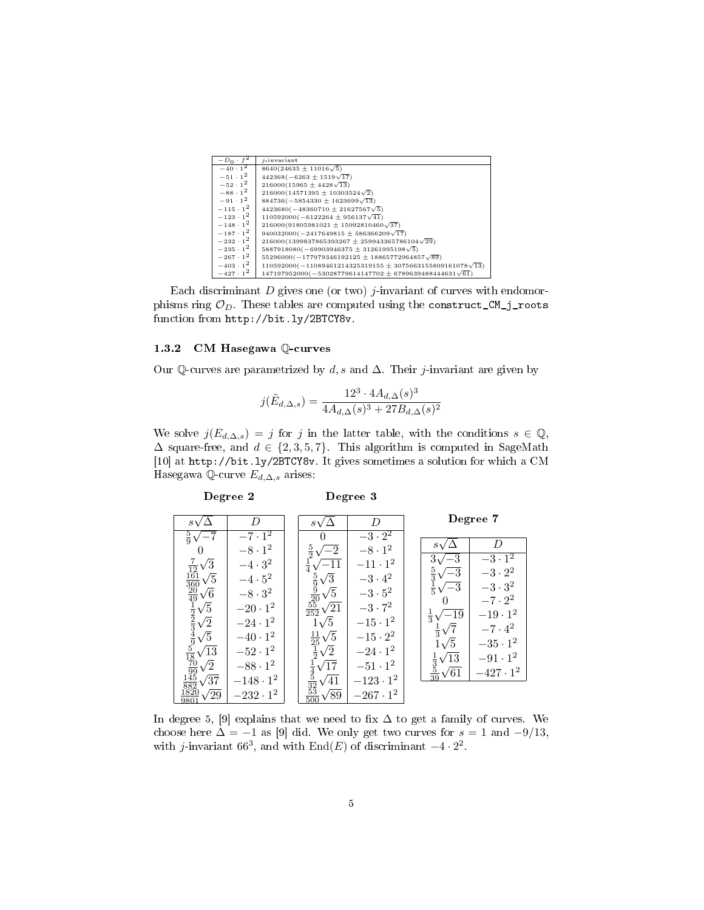| $-D_0 \cdot f^2$ | $j$-invariant |
|---|---|
| $-40 \cdot 1^2$ | $8640(24635 \pm 11016\sqrt{5})$ |
| $-51 \cdot 1^2$ | $442368(-6263 \pm 1519\sqrt{17})$ |
| $-52 \cdot 1^2$ | $216000(15965 \pm 4428\sqrt{13})$ |
| $-88 \cdot 1^2$ | $216000(14571395 \pm 10303524\sqrt{2})$ |
| $-91 \cdot 1^2$ | $884736(-5854330 \pm 1623699\sqrt{13})$ |
| $-115 \cdot 1^2$ | $4423680(-48360710 \pm 21627567\sqrt{5})$ |
| $-123 \cdot 1^2$ | $110592000(-6122264 \pm 956137\sqrt{41})$ |
| $-148 \cdot 1^2$ | $216000(91805981021 \pm 15092810460\sqrt{37})$ |
| $-187 \cdot 1^2$ | $940032000(-2417649815 \pm 586366209\sqrt{17})$ |
| $-232 \cdot 1^2$ | $216000(1399837865393267 \pm 259943365786104\sqrt{29})$ |
| $-235 \cdot 1^2$ | $5887918080(-69903946375 \pm 31261995198\sqrt{5})$ |
| $-267 \cdot 1^2$ | $55296000(-177979346192125 \pm 18865772964857\sqrt{89})$ |
| $-403 \cdot 1^2$ | $110592000(-11089461214325319155 \pm 3075663155809161078\sqrt{13})$ |
| $-427 \cdot 1^2$ | $147197952000(-53028779614147702 \pm 6789639488444631\sqrt{61})$ |

Each discriminant $D$ gives one (or two) $j$-invariant of curves with endomorphisms ring $\mathcal{O}_D$. These tables are computed using the `construct_CM_j_roots` function from `http://bit.ly/2BTCY8v`.

### 1.3.2 CM Hasegawa $\mathbb{Q}$-curves

Our $\mathbb{Q}$-curves are parametrized by $d, s$ and $\Delta$. Their $j$-invariant are given by

$$j(\tilde{E}_{d,\Delta,s}) = \frac{12^3 \cdot 4A_{d,\Delta}(s)^3}{4A_{d,\Delta}(s)^3 + 27B_{d,\Delta}(s)^2}$$

We solve $j(E_{d,\Delta,s}) = j$ for $j$ in the latter table, with the conditions $s \in \mathbb{Q}$, $\Delta$ square-free, and $d \in \{2, 3, 5, 7\}$. This algorithm is computed in SageMath [10] at `http://bit.ly/2BTCY8v`. It gives sometimes a solution for which a CM Hasegawa $\mathbb{Q}$-curve $E_{d,\Delta,s}$ arises:

**Degree 2**

| $s\sqrt{\Delta}$ | $D$ |
|---|---|
| $\frac{5}{9}\sqrt{-7}$ | $-7 \cdot 1^2$ |
| $0$ | $-8 \cdot 1^2$ |
| $\frac{7}{12}\sqrt{3}$ | $-4 \cdot 3^2$ |
| $\frac{161}{360}\sqrt{5}$ | $-4 \cdot 5^2$ |
| $\frac{20}{49}\sqrt{6}$ | $-8 \cdot 3^2$ |
| $\frac{1}{2}\sqrt{5}$ | $-20 \cdot 1^2$ |
| $\frac{2}{3}\sqrt{2}$ | $-24 \cdot 1^2$ |
| $\frac{4}{9}\sqrt{5}$ | $-40 \cdot 1^2$ |
| $\frac{5}{18}\sqrt{13}$ | $-52 \cdot 1^2$ |
| $\frac{70}{99}\sqrt{2}$ | $-88 \cdot 1^2$ |
| $\frac{145}{882}\sqrt{37}$ | $-148 \cdot 1^2$ |
| $\frac{1820}{9801}\sqrt{29}$ | $-232 \cdot 1^2$ |

**Degree 3**

| $s\sqrt{\Delta}$ | $D$ |
|---|---|
| $0$ | $-3 \cdot 2^2$ |
| $\frac{5}{2}\sqrt{-2}$ | $-8 \cdot 1^2$ |
| $\frac{1}{4}\sqrt{-11}$ | $-11 \cdot 1^2$ |
| $\frac{5}{9}\sqrt{3}$ | $-3 \cdot 4^2$ |
| $\frac{9}{20}\sqrt{5}$ | $-3 \cdot 5^2$ |
| $\frac{55}{252}\sqrt{21}$ | $-3 \cdot 7^2$ |
| $1\sqrt{5}$ | $-15 \cdot 1^2$ |
| $\frac{11}{25}\sqrt{5}$ | $-15 \cdot 2^2$ |
| $\frac{1}{2}\sqrt{2}$ | $-24 \cdot 1^2$ |
| $\frac{1}{4}\sqrt{17}$ | $-51 \cdot 1^2$ |
| $\frac{5}{32}\sqrt{41}$ | $-123 \cdot 1^2$ |
| $\frac{53}{500}\sqrt{89}$ | $-267 \cdot 1^2$ |

**Degree 7**

| $s\sqrt{\Delta}$ | $D$ |
|---|---|
| $3\sqrt{-3}$ | $-3 \cdot 1^2$ |
| $\frac{5}{3}\sqrt{-3}$ | $-3 \cdot 2^2$ |
| $\frac{1}{5}\sqrt{-3}$ | $-3 \cdot 3^2$ |
| $0$ | $-7 \cdot 2^2$ |
| $\frac{1}{3}\sqrt{-19}$ | $-19 \cdot 1^2$ |
| $\frac{1}{3}\sqrt{7}$ | $-7 \cdot 4^2$ |
| $1\sqrt{5}$ | $-35 \cdot 1^2$ |
| $\frac{1}{3}\sqrt{13}$ | $-91 \cdot 1^2$ |
| $\frac{5}{39}\sqrt{61}$ | $-427 \cdot 1^2$ |

In degree 5, [9] explains that we need to fix $\Delta$ to get a family of curves. We choose here $\Delta = -1$ as [9] did. We only get two curves for $s = 1$ and $-9/13$, with $j$-invariant $66^3$, and with $\mathrm{End}(E)$ of discriminant $-4 \cdot 2^2$.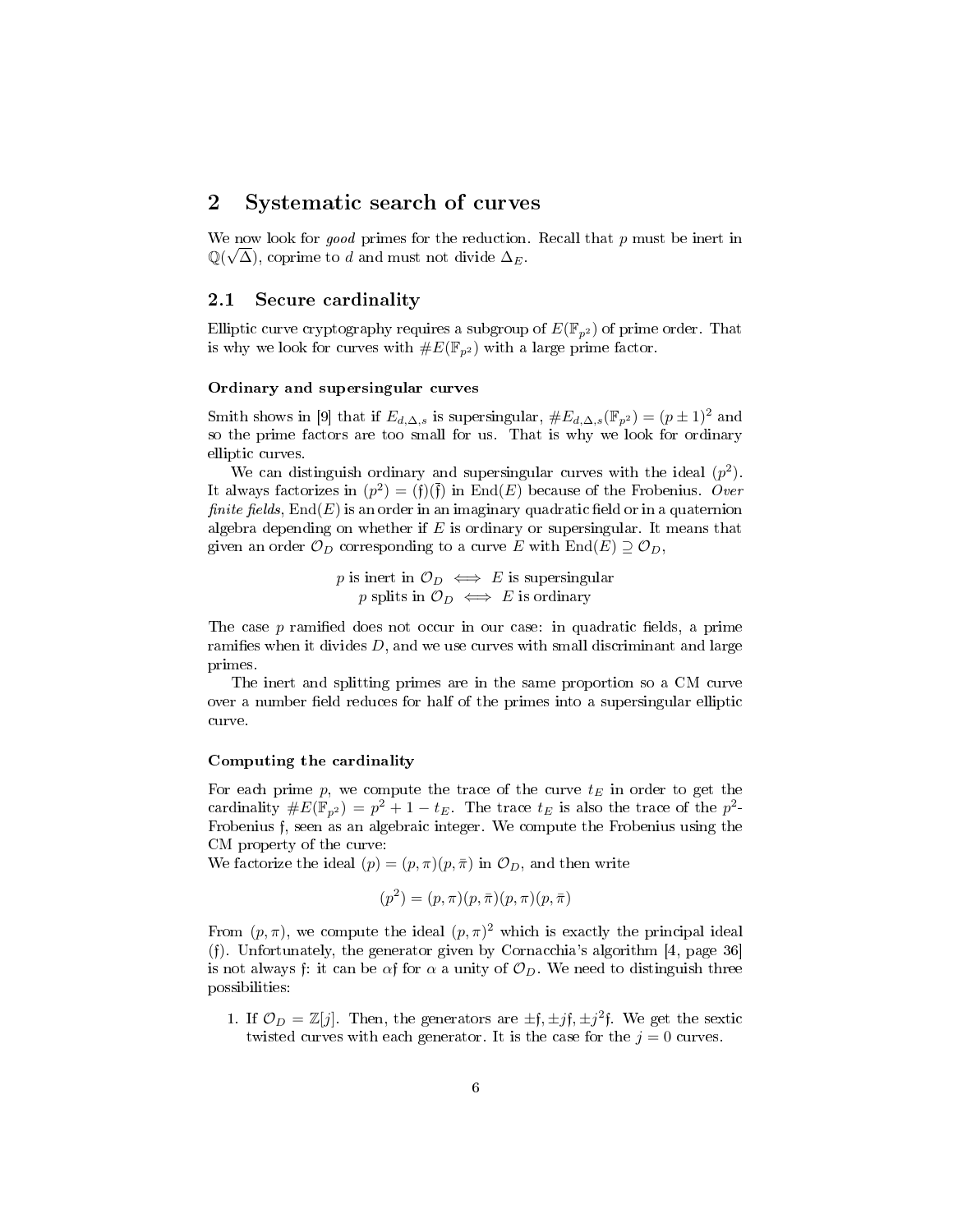## 2 Systematic search of curves

We now look for *good* primes for the reduction. Recall that $p$ must be inert in $\mathbb{Q}(\sqrt{\Delta})$, coprime to $d$ and must not divide $\Delta_E$.

### 2.1 Secure cardinality

Elliptic curve cryptography requires a subgroup of $E(\mathbb{F}_{p^2})$ of prime order. That is why we look for curves with $\#E(\mathbb{F}_{p^2})$ with a large prime factor.

#### Ordinary and supersingular curves

Smith shows in [9] that if $E_{d,\Delta,s}$ is supersingular, $\#E_{d,\Delta,s}(\mathbb{F}_{p^2}) = (p \pm 1)^2$ and so the prime factors are too small for us. That is why we look for ordinary elliptic curves.

We can distinguish ordinary and supersingular curves with the ideal $(p^2)$. It always factorizes in $(p^2) = (\mathfrak{f})(\bar{\mathfrak{f}})$ in $\mathrm{End}(E)$ because of the Frobenius. *Over finite fields*, $\mathrm{End}(E)$ is an order in an imaginary quadratic field or in a quaternion algebra depending on whether if $E$ is ordinary or supersingular. It means that given an order $\mathcal{O}_D$ corresponding to a curve $E$ with $\mathrm{End}(E) \supseteq \mathcal{O}_D$,

$$p \text{ is inert in } \mathcal{O}_D \iff E \text{ is supersingular}$$
$$p \text{ splits in } \mathcal{O}_D \iff E \text{ is ordinary}$$

The case $p$ ramified does not occur in our case: in quadratic fields, a prime ramifies when it divides $D$, and we use curves with small discriminant and large primes.

The inert and splitting primes are in the same proportion so a CM curve over a number field reduces for half of the primes into a supersingular elliptic curve.

#### Computing the cardinality

For each prime $p$, we compute the trace of the curve $t_E$ in order to get the cardinality $\#E(\mathbb{F}_{p^2}) = p^2 + 1 - t_E$. The trace $t_E$ is also the trace of the $p^2$-Frobenius $\mathfrak{f}$, seen as an algebraic integer. We compute the Frobenius using the CM property of the curve:
We factorize the ideal $(p) = (p, \pi)(p, \bar{\pi})$ in $\mathcal{O}_D$, and then write

$$(p^2) = (p, \pi)(p, \bar{\pi})(p, \pi)(p, \bar{\pi})$$

From $(p, \pi)$, we compute the ideal $(p, \pi)^2$ which is exactly the principal ideal $(\mathfrak{f})$. Unfortunately, the generator given by Cornacchia's algorithm [4, page 36] is not always $\mathfrak{f}$: it can be $\alpha\mathfrak{f}$ for $\alpha$ a unity of $\mathcal{O}_D$. We need to distinguish three possibilities:

1. If $\mathcal{O}_D = \mathbb{Z}[j]$. Then, the generators are $\pm\mathfrak{f}, \pm j\mathfrak{f}, \pm j^2\mathfrak{f}$. We get the sextic twisted curves with each generator. It is the case for the $j = 0$ curves.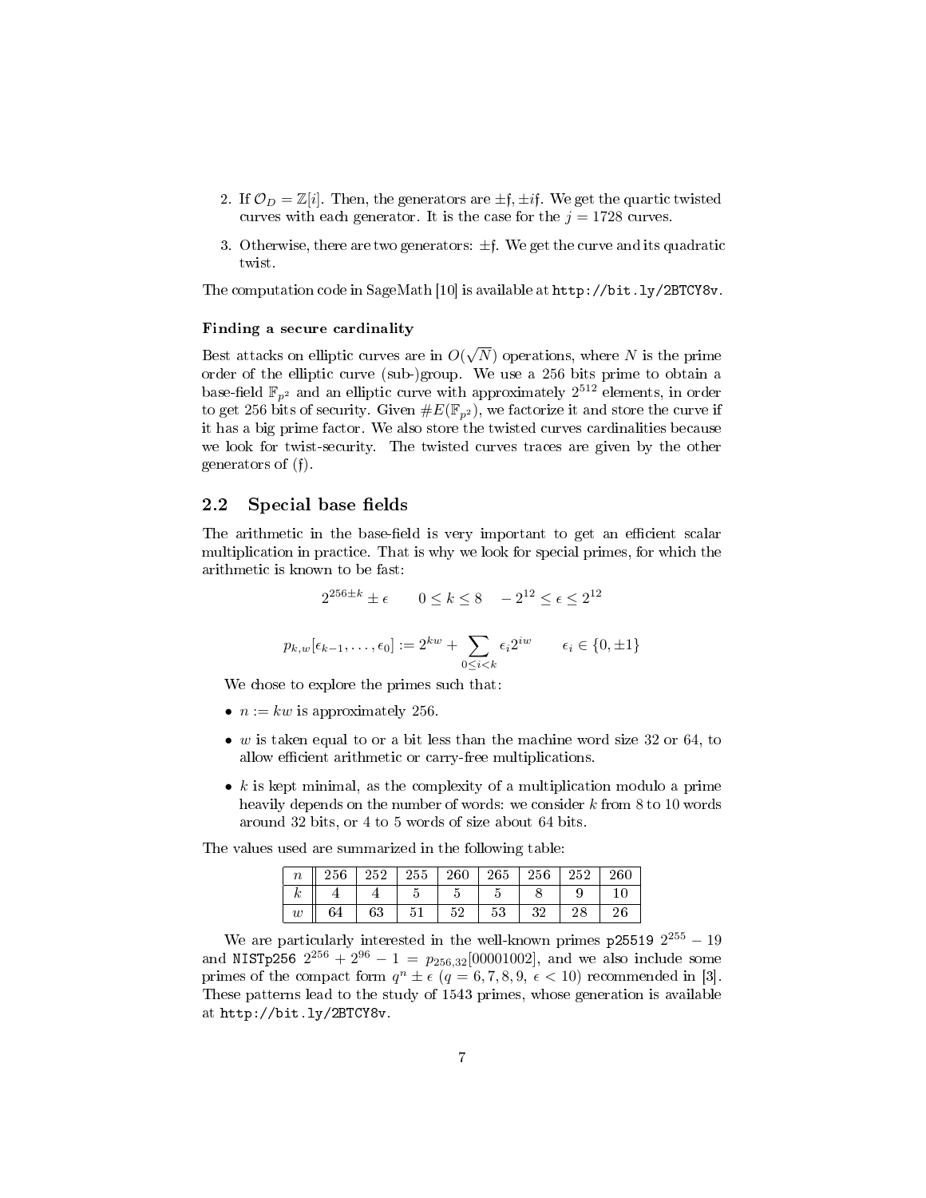2. If $\mathcal{O}_D = \mathbb{Z}[i]$. Then, the generators are $\pm\mathfrak{f}, \pm i\mathfrak{f}$. We get the quartic twisted curves with each generator. It is the case for the $j = 1728$ curves.

3. Otherwise, there are two generators: $\pm\mathfrak{f}$. We get the curve and its quadratic twist.

The computation code in SageMath [10] is available at `http://bit.ly/2BTCY8v`.

#### Finding a secure cardinality

Best attacks on elliptic curves are in $O(\sqrt{N})$ operations, where $N$ is the prime order of the elliptic curve (sub-)group. We use a 256 bits prime to obtain a base-field $\mathbb{F}_{p^2}$ and an elliptic curve with approximately $2^{512}$ elements, in order to get 256 bits of security. Given $\#E(\mathbb{F}_{p^2})$, we factorize it and store the curve if it has a big prime factor. We also store the twisted curves cardinalities because we look for twist-security. The twisted curves traces are given by the other generators of $(\mathfrak{f})$.

## 2.2 Special base fields

The arithmetic in the base-field is very important to get an efficient scalar multiplication in practice. That is why we look for special primes, for which the arithmetic is known to be fast:

$$2^{256\pm k} \pm \epsilon \qquad 0 \leq k \leq 8 \quad -2^{12} \leq \epsilon \leq 2^{12}$$

$$p_{k,w}[\epsilon_{k-1}, \ldots, \epsilon_0] := 2^{kw} + \sum_{0 \leq i < k} \epsilon_i 2^{iw} \qquad \epsilon_i \in \{0, \pm 1\}$$

We chose to explore the primes such that:

- $n := kw$ is approximately 256.
- $w$ is taken equal to or a bit less than the machine word size 32 or 64, to allow efficient arithmetic or carry-free multiplications.
- $k$ is kept minimal, as the complexity of a multiplication modulo a prime heavily depends on the number of words: we consider $k$ from 8 to 10 words around 32 bits, or 4 to 5 words of size about 64 bits.

The values used are summarized in the following table:

| $n$ | 256 | 252 | 255 | 260 | 265 | 256 | 252 | 260 |
|---|---|---|---|---|---|---|---|---|
| $k$ | 4 | 4 | 5 | 5 | 5 | 8 | 9 | 10 |
| $w$ | 64 | 63 | 51 | 52 | 53 | 32 | 28 | 26 |

We are particularly interested in the well-known primes `p25519` $2^{255} - 19$ and `NISTp256` $2^{256} + 2^{96} - 1 = p_{256,32}[00001002]$, and we also include some primes of the compact form $q^n \pm \epsilon$ ($q = 6, 7, 8, 9$, $\epsilon < 10$) recommended in [3]. These patterns lead to the study of 1543 primes, whose generation is available at `http://bit.ly/2BTCY8v`.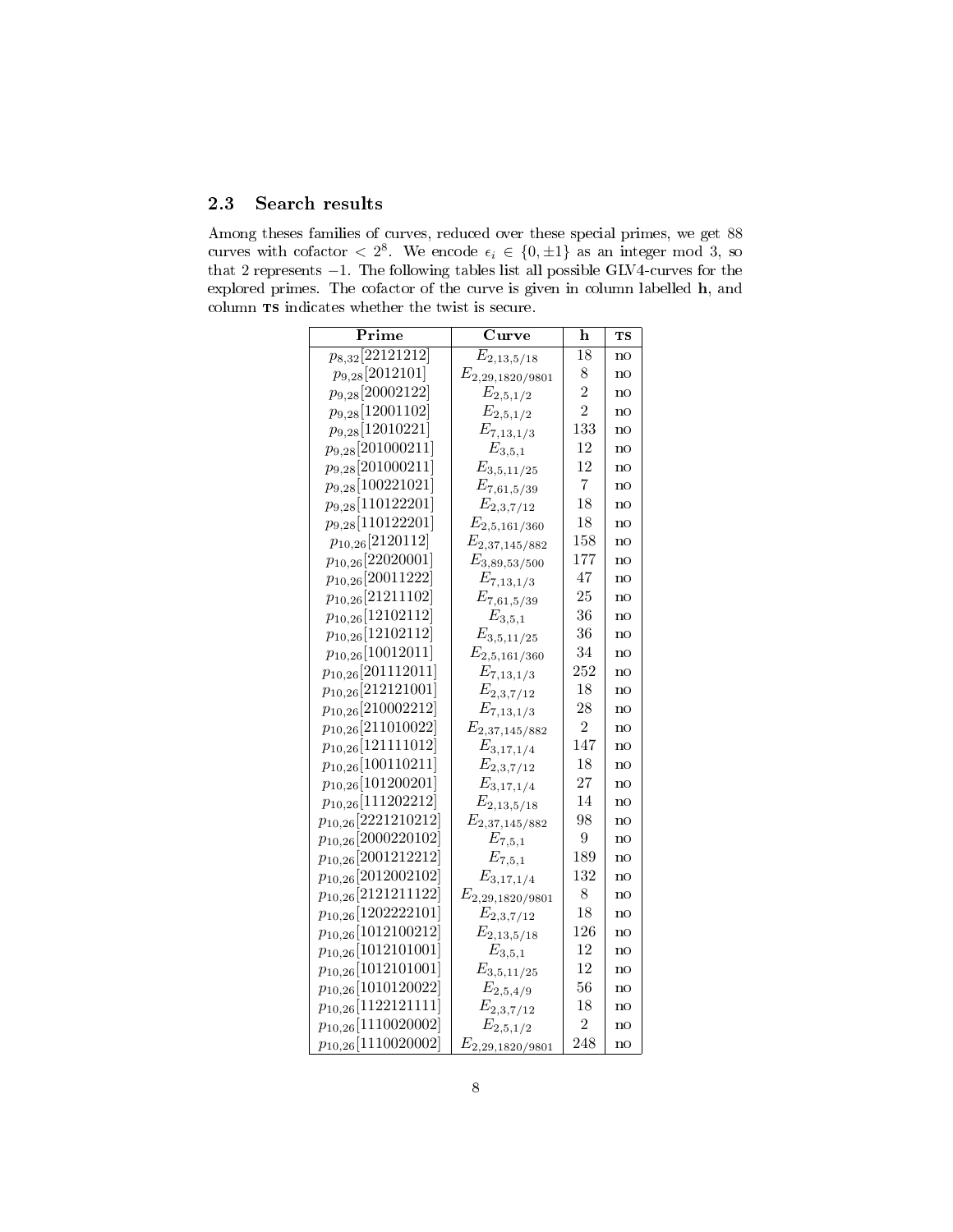### 2.3 Search results

Among theses families of curves, reduced over these special primes, we get 88 curves with cofactor $< 2^8$. We encode $\epsilon_i \in \{0, \pm 1\}$ as an integer mod 3, so that 2 represents $-1$. The following tables list all possible GLV4-curves for the explored primes. The cofactor of the curve is given in column labelled **h**, and column **TS** indicates whether the twist is secure.

| Prime | Curve | h | TS |
|---|---|---|---|
| $p_{8,32}[22121212]$ | $E_{2,13,5/18}$ | 18 | no |
| $p_{9,28}[2012101]$ | $E_{2,29,1820/9801}$ | 8 | no |
| $p_{9,28}[20002122]$ | $E_{2,5,1/2}$ | 2 | no |
| $p_{9,28}[12001102]$ | $E_{2,5,1/2}$ | 2 | no |
| $p_{9,28}[12010221]$ | $E_{7,13,1/3}$ | 133 | no |
| $p_{9,28}[201000211]$ | $E_{3,5,1}$ | 12 | no |
| $p_{9,28}[201000211]$ | $E_{3,5,11/25}$ | 12 | no |
| $p_{9,28}[100221021]$ | $E_{7,61,5/39}$ | 7 | no |
| $p_{9,28}[110122201]$ | $E_{2,3,7/12}$ | 18 | no |
| $p_{9,28}[110122201]$ | $E_{2,5,161/360}$ | 18 | no |
| $p_{10,26}[2120112]$ | $E_{2,37,145/882}$ | 158 | no |
| $p_{10,26}[22020001]$ | $E_{3,89,53/500}$ | 177 | no |
| $p_{10,26}[20011222]$ | $E_{7,13,1/3}$ | 47 | no |
| $p_{10,26}[21211102]$ | $E_{7,61,5/39}$ | 25 | no |
| $p_{10,26}[12102112]$ | $E_{3,5,1}$ | 36 | no |
| $p_{10,26}[12102112]$ | $E_{3,5,11/25}$ | 36 | no |
| $p_{10,26}[10012011]$ | $E_{2,5,161/360}$ | 34 | no |
| $p_{10,26}[201112011]$ | $E_{7,13,1/3}$ | 252 | no |
| $p_{10,26}[212121001]$ | $E_{2,3,7/12}$ | 18 | no |
| $p_{10,26}[210002212]$ | $E_{7,13,1/3}$ | 28 | no |
| $p_{10,26}[211010022]$ | $E_{2,37,145/882}$ | 2 | no |
| $p_{10,26}[121111012]$ | $E_{3,17,1/4}$ | 147 | no |
| $p_{10,26}[100110211]$ | $E_{2,3,7/12}$ | 18 | no |
| $p_{10,26}[101200201]$ | $E_{3,17,1/4}$ | 27 | no |
| $p_{10,26}[111202212]$ | $E_{2,13,5/18}$ | 14 | no |
| $p_{10,26}[2221210212]$ | $E_{2,37,145/882}$ | 98 | no |
| $p_{10,26}[2000220102]$ | $E_{7,5,1}$ | 9 | no |
| $p_{10,26}[2001212212]$ | $E_{7,5,1}$ | 189 | no |
| $p_{10,26}[2012002102]$ | $E_{3,17,1/4}$ | 132 | no |
| $p_{10,26}[2121211122]$ | $E_{2,29,1820/9801}$ | 8 | no |
| $p_{10,26}[1202222101]$ | $E_{2,3,7/12}$ | 18 | no |
| $p_{10,26}[1012100212]$ | $E_{2,13,5/18}$ | 126 | no |
| $p_{10,26}[1012101001]$ | $E_{3,5,1}$ | 12 | no |
| $p_{10,26}[1012101001]$ | $E_{3,5,11/25}$ | 12 | no |
| $p_{10,26}[1010120022]$ | $E_{2,5,4/9}$ | 56 | no |
| $p_{10,26}[1122121111]$ | $E_{2,3,7/12}$ | 18 | no |
| $p_{10,26}[1110020002]$ | $E_{2,5,1/2}$ | 2 | no |
| $p_{10,26}[1110020002]$ | $E_{2,29,1820/9801}$ | 248 | no |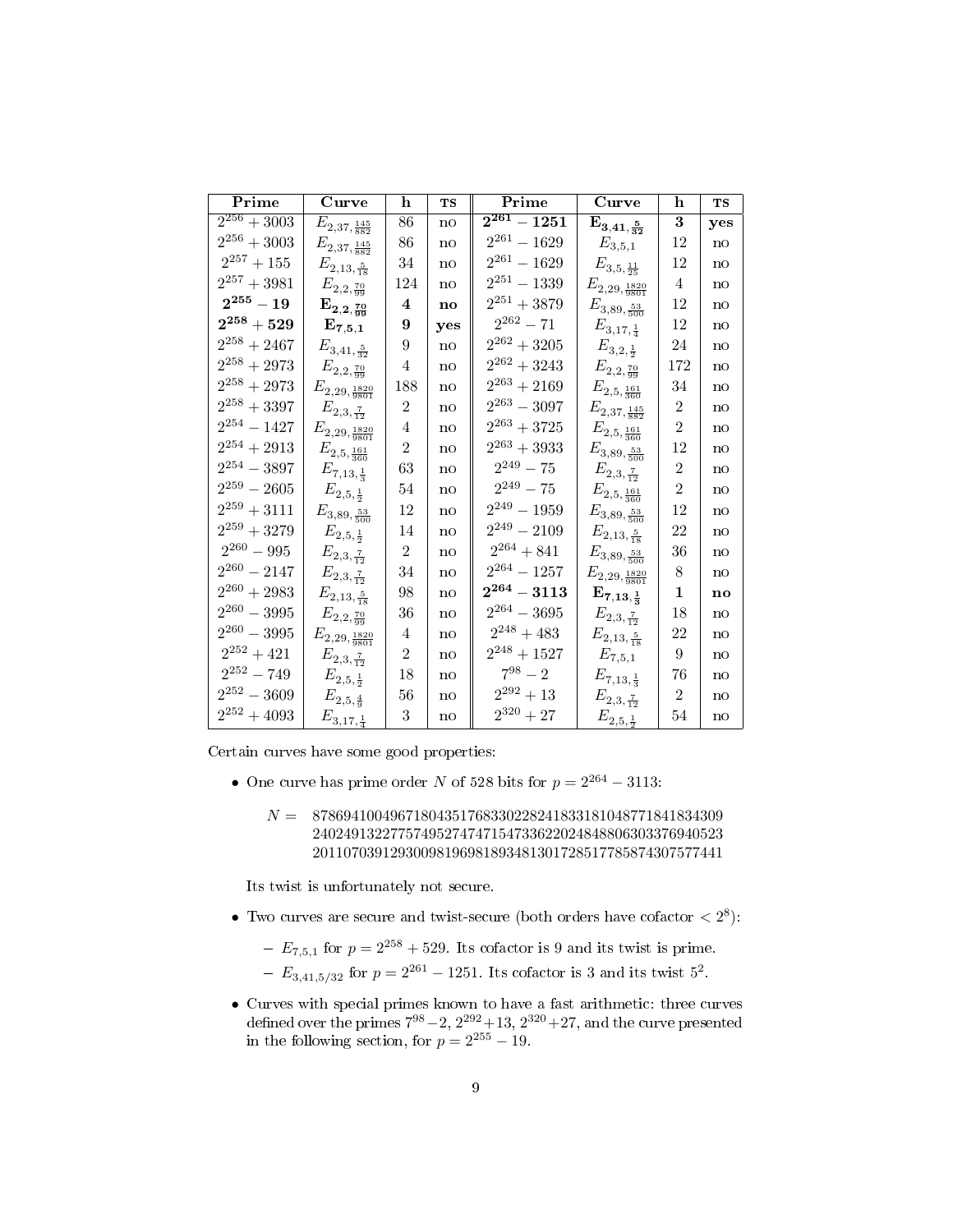| Prime | Curve | h | TS | Prime | Curve | h | TS |
|---|---|---|---|---|---|---|---|
| $2^{256}+3003$ | $E_{2,37,\frac{145}{882}}$ | 86 | no | $\mathbf{2^{261}-1251}$ | $\mathbf{E_{3,41,\frac{5}{32}}}$ | **3** | **yes** |
| $2^{256}+3003$ | $E_{2,37,\frac{145}{882}}$ | 86 | no | $2^{261}-1629$ | $E_{3,5,1}$ | 12 | no |
| $2^{257}+155$ | $E_{2,13,\frac{5}{18}}$ | 34 | no | $2^{261}-1629$ | $E_{3,5,\frac{11}{25}}$ | 12 | no |
| $2^{257}+3981$ | $E_{2,2,\frac{70}{99}}$ | 124 | no | $2^{251}-1339$ | $E_{2,29,\frac{1820}{9801}}$ | 4 | no |
| $\mathbf{2^{255}-19}$ | $\mathbf{E_{2,2,\frac{70}{99}}}$ | **4** | **no** | $2^{251}+3879$ | $E_{3,89,\frac{53}{500}}$ | 12 | no |
| $\mathbf{2^{258}+529}$ | $\mathbf{E_{7,5,1}}$ | **9** | **yes** | $2^{262}-71$ | $E_{3,17,\frac{1}{4}}$ | 12 | no |
| $2^{258}+2467$ | $E_{3,41,\frac{5}{32}}$ | 9 | no | $2^{262}+3205$ | $E_{3,2,\frac{1}{2}}$ | 24 | no |
| $2^{258}+2973$ | $E_{2,2,\frac{70}{99}}$ | 4 | no | $2^{262}+3243$ | $E_{2,2,\frac{70}{99}}$ | 172 | no |
| $2^{258}+2973$ | $E_{2,29,\frac{1820}{9801}}$ | 188 | no | $2^{263}+2169$ | $E_{2,5,\frac{161}{360}}$ | 34 | no |
| $2^{258}+3397$ | $E_{2,3,\frac{7}{12}}$ | 2 | no | $2^{263}-3097$ | $E_{2,37,\frac{145}{882}}$ | 2 | no |
| $2^{254}-1427$ | $E_{2,29,\frac{1820}{9801}}$ | 4 | no | $2^{263}+3725$ | $E_{2,5,\frac{161}{360}}$ | 2 | no |
| $2^{254}+2913$ | $E_{2,5,\frac{161}{360}}$ | 2 | no | $2^{263}+3933$ | $E_{3,89,\frac{53}{500}}$ | 12 | no |
| $2^{254}-3897$ | $E_{7,13,\frac{1}{3}}$ | 63 | no | $2^{249}-75$ | $E_{2,3,\frac{7}{12}}$ | 2 | no |
| $2^{259}-2605$ | $E_{2,5,\frac{1}{2}}$ | 54 | no | $2^{249}-75$ | $E_{2,5,\frac{161}{360}}$ | 2 | no |
| $2^{259}+3111$ | $E_{3,89,\frac{53}{500}}$ | 12 | no | $2^{249}-1959$ | $E_{3,89,\frac{53}{500}}$ | 12 | no |
| $2^{259}+3279$ | $E_{2,5,\frac{1}{2}}$ | 14 | no | $2^{249}-2109$ | $E_{2,13,\frac{5}{18}}$ | 22 | no |
| $2^{260}-995$ | $E_{2,3,\frac{7}{12}}$ | 2 | no | $2^{264}+841$ | $E_{3,89,\frac{53}{500}}$ | 36 | no |
| $2^{260}-2147$ | $E_{2,3,\frac{7}{12}}$ | 34 | no | $2^{264}-1257$ | $E_{2,29,\frac{1820}{9801}}$ | 8 | no |
| $2^{260}+2983$ | $E_{2,13,\frac{5}{18}}$ | 98 | no | $\mathbf{2^{264}-3113}$ | $\mathbf{E_{7,13,\frac{1}{3}}}$ | **1** | **no** |
| $2^{260}-3995$ | $E_{2,2,\frac{70}{99}}$ | 36 | no | $2^{264}-3695$ | $E_{2,3,\frac{7}{12}}$ | 18 | no |
| $2^{260}-3995$ | $E_{2,29,\frac{1820}{9801}}$ | 4 | no | $2^{248}+483$ | $E_{2,13,\frac{5}{18}}$ | 22 | no |
| $2^{252}+421$ | $E_{2,3,\frac{7}{12}}$ | 2 | no | $2^{248}+1527$ | $E_{7,5,1}$ | 9 | no |
| $2^{252}-749$ | $E_{2,5,\frac{1}{2}}$ | 18 | no | $7^{98}-2$ | $E_{7,13,\frac{1}{3}}$ | 76 | no |
| $2^{252}-3609$ | $E_{2,5,\frac{4}{9}}$ | 56 | no | $2^{292}+13$ | $E_{2,3,\frac{7}{12}}$ | 2 | no |
| $2^{252}+4093$ | $E_{3,17,\frac{1}{4}}$ | 3 | no | $2^{320}+27$ | $E_{2,5,\frac{1}{2}}$ | 54 | no |

Certain curves have some good properties:

- One curve has prime order $N$ of 528 bits for $p = 2^{264} - 3113$:

  $N =$ 878694100496718043517683302282418331810487718418343092402491322775749527474715473362202484880630337694052320110703912930098196981893481301728517785874307577441

  Its twist is unfortunately not secure.

- Two curves are secure and twist-secure (both orders have cofactor $< 2^8$):
  - $E_{7,5,1}$ for $p = 2^{258} + 529$. Its cofactor is 9 and its twist is prime.
  - $E_{3,41,5/32}$ for $p = 2^{261} - 1251$. Its cofactor is 3 and its twist $5^2$.

- Curves with special primes known to have a fast arithmetic: three curves defined over the primes $7^{98}-2$, $2^{292}+13$, $2^{320}+27$, and the curve presented in the following section, for $p = 2^{255} - 19$.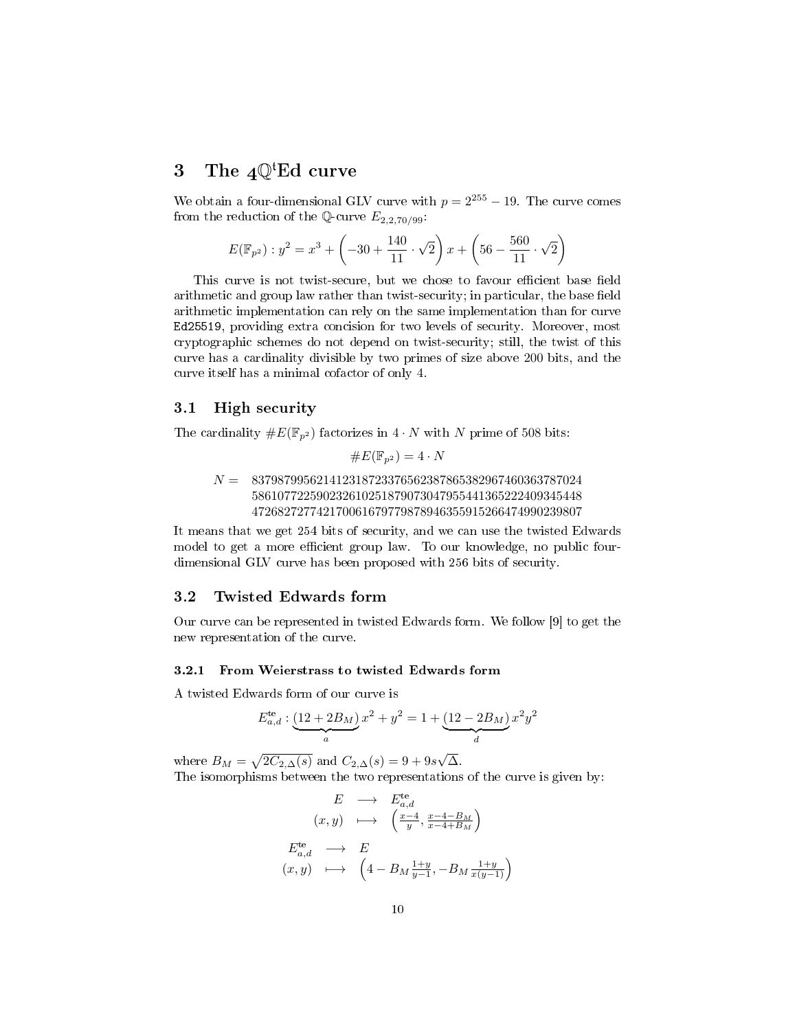# 3 The $_4\mathbb{Q}^t$Ed curve

We obtain a four-dimensional GLV curve with $p = 2^{255} - 19$. The curve comes from the reduction of the $\mathbb{Q}$-curve $E_{2,2,70/99}$:

$$E(\mathbb{F}_{p^2}) : y^2 = x^3 + \left(-30 + \frac{140}{11} \cdot \sqrt{2}\right) x + \left(56 - \frac{560}{11} \cdot \sqrt{2}\right)$$

This curve is not twist-secure, but we chose to favour efficient base field arithmetic and group law rather than twist-security; in particular, the base field arithmetic implementation can rely on the same implementation than for curve `Ed25519`, providing extra concision for two levels of security. Moreover, most cryptographic schemes do not depend on twist-security; still, the twist of this curve has a cardinality divisible by two primes of size above 200 bits, and the curve itself has a minimal cofactor of only 4.

## 3.1 High security

The cardinality $\#E(\mathbb{F}_{p^2})$ factorizes in $4 \cdot N$ with $N$ prime of 508 bits:

$$\#E(\mathbb{F}_{p^2}) = 4 \cdot N$$

$$N = \begin{array}{l} 837987995621412318723376562387865382967460363787024 \\ 586107722590232610251879073047955441365222409345448 \\ 472682727742170061679779878946355915266474990239807 \end{array}$$

It means that we get 254 bits of security, and we can use the twisted Edwards model to get a more efficient group law. To our knowledge, no public four-dimensional GLV curve has been proposed with 256 bits of security.

## 3.2 Twisted Edwards form

Our curve can be represented in twisted Edwards form. We follow [9] to get the new representation of the curve.

### 3.2.1 From Weierstrass to twisted Edwards form

A twisted Edwards form of our curve is

$$E^{\text{te}}_{a,d} : \underbrace{(12 + 2B_M)}_{a} x^2 + y^2 = 1 + \underbrace{(12 - 2B_M)}_{d} x^2 y^2$$

where $B_M = \sqrt{2C_{2,\Delta}(s)}$ and $C_{2,\Delta}(s) = 9 + 9s\sqrt{\Delta}$.
The isomorphisms between the two representations of the curve is given by:

$$\begin{array}{rcl} E & \longrightarrow & E^{\text{te}}_{a,d} \\ (x, y) & \longmapsto & \left(\frac{x-4}{y}, \frac{x-4-B_M}{x-4+B_M}\right) \end{array}$$

$$\begin{array}{rcl} E^{\text{te}}_{a,d} & \longrightarrow & E \\ (x, y) & \longmapsto & \left(4 - B_M \frac{1+y}{y-1}, -B_M \frac{1+y}{x(y-1)}\right) \end{array}$$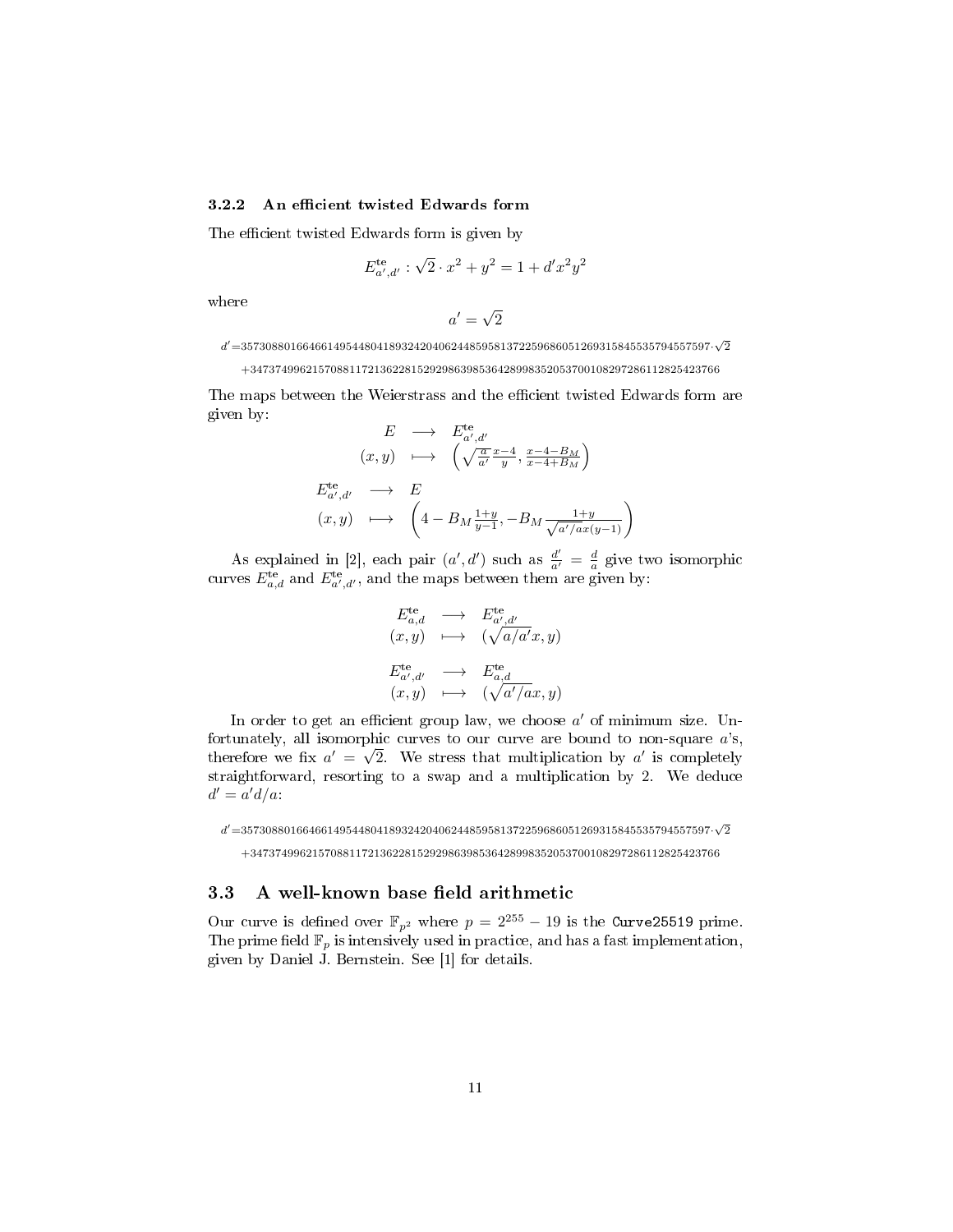### 3.2.2 An efficient twisted Edwards form

The efficient twisted Edwards form is given by

$$E^{\text{te}}_{a',d'} : \sqrt{2} \cdot x^2 + y^2 = 1 + d'x^2y^2$$

where

$$a' = \sqrt{2}$$

$$d' = 35730880166466149544804189324204062448595813722596860512693158455357945575 97 \cdot \sqrt{2}$$
$$+ 34737499621570881172136228152929863985364289983520537001082972861128254237 66$$

The maps between the Weierstrass and the efficient twisted Edwards form are given by:

$$\begin{array}{rcl} E & \longrightarrow & E^{\text{te}}_{a',d'} \\ (x,y) & \longmapsto & \left(\sqrt{\frac{a}{a'}}\frac{x-4}{y}, \frac{x-4-B_M}{x-4+B_M}\right) \end{array}$$

$$\begin{array}{rcl} E^{\text{te}}_{a',d'} & \longrightarrow & E \\ (x,y) & \longmapsto & \left(4 - B_M\frac{1+y}{y-1}, -B_M\frac{1+y}{\sqrt{a'/a}x(y-1)}\right) \end{array}$$

As explained in [2], each pair $(a', d')$ such as $\frac{d'}{a'} = \frac{d}{a}$ give two isomorphic curves $E^{\text{te}}_{a,d}$ and $E^{\text{te}}_{a',d'}$, and the maps between them are given by:

$$\begin{array}{rcl} E^{\text{te}}_{a,d} & \longrightarrow & E^{\text{te}}_{a',d'} \\ (x,y) & \longmapsto & (\sqrt{a/a'}x, y) \end{array}$$

$$\begin{array}{rcl} E^{\text{te}}_{a',d'} & \longrightarrow & E^{\text{te}}_{a,d} \\ (x,y) & \longmapsto & (\sqrt{a'/a}x, y) \end{array}$$

In order to get an efficient group law, we choose $a'$ of minimum size. Unfortunately, all isomorphic curves to our curve are bound to non-square $a$'s, therefore we fix $a' = \sqrt{2}$. We stress that multiplication by $a'$ is completely straightforward, resorting to a swap and a multiplication by 2. We deduce $d' = a'd/a$:

$$d' = 35730880166466149544804189324204062448595813722596860512693158455357945575 97 \cdot \sqrt{2}$$
$$+ 34737499621570881172136228152929863985364289983520537001082972861128254237 66$$

## 3.3 A well-known base field arithmetic

Our curve is defined over $\mathbb{F}_{p^2}$ where $p = 2^{255} - 19$ is the `Curve25519` prime. The prime field $\mathbb{F}_p$ is intensively used in practice, and has a fast implementation, given by Daniel J. Bernstein. See [1] for details.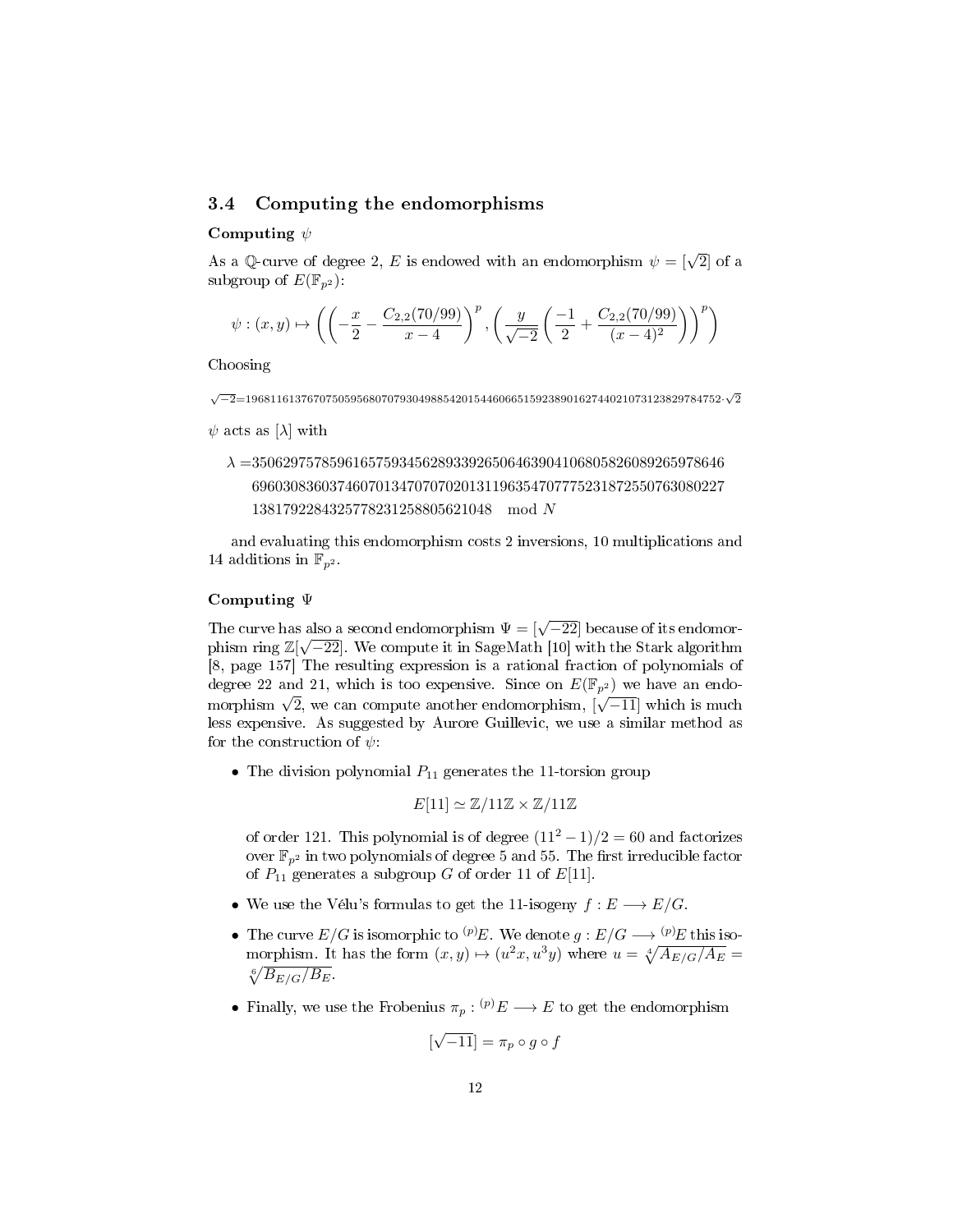### 3.4 Computing the endomorphisms

**Computing $\psi$**

As a $\mathbb{Q}$-curve of degree 2, $E$ is endowed with an endomorphism $\psi = [\sqrt{2}]$ of a subgroup of $E(\mathbb{F}_{p^2})$:

$$\psi : (x, y) \mapsto \left( \left( -\frac{x}{2} - \frac{C_{2,2}(70/99)}{x-4} \right)^p, \left( \frac{y}{\sqrt{-2}} \left( \frac{-1}{2} + \frac{C_{2,2}(70/99)}{(x-4)^2} \right) \right)^p \right)$$

Choosing

$\sqrt{-2}$=19681161376707505956807079304988542015446066515923890162744021073123829784752$\cdot\sqrt{2}$

$\psi$ acts as $[\lambda]$ with

$$\begin{aligned}\lambda =&35062975785961657593456289339265064639041068058260892659786466960308360374607013470707020131196354707775231872550763080227\\&13817922843257782312588056210 48 \mod N\end{aligned}$$

and evaluating this endomorphism costs 2 inversions, 10 multiplications and 14 additions in $\mathbb{F}_{p^2}$.

**Computing $\Psi$**

The curve has also a second endomorphism $\Psi = [\sqrt{-22}]$ because of its endomorphism ring $\mathbb{Z}[\sqrt{-22}]$. We compute it in SageMath [10] with the Stark algorithm [8, page 157] The resulting expression is a rational fraction of polynomials of degree 22 and 21, which is too expensive. Since on $E(\mathbb{F}_{p^2})$ we have an endomorphism $\sqrt{2}$, we can compute another endomorphism, $[\sqrt{-11}]$ which is much less expensive. As suggested by Aurore Guillevic, we use a similar method as for the construction of $\psi$:

- The division polynomial $P_{11}$ generates the 11-torsion group
  $$E[11] \simeq \mathbb{Z}/11\mathbb{Z} \times \mathbb{Z}/11\mathbb{Z}$$
  of order 121. This polynomial is of degree $(11^2-1)/2 = 60$ and factorizes over $\mathbb{F}_{p^2}$ in two polynomials of degree 5 and 55. The first irreducible factor of $P_{11}$ generates a subgroup $G$ of order 11 of $E[11]$.
- We use the Vélu's formulas to get the 11-isogeny $f : E \longrightarrow E/G$.
- The curve $E/G$ is isomorphic to ${}^{(p)}E$. We denote $g : E/G \longrightarrow {}^{(p)}E$ this isomorphism. It has the form $(x, y) \mapsto (u^2x, u^3y)$ where $u = \sqrt[4]{A_{E/G}/A_E} = \sqrt[6]{B_{E/G}/B_E}$.
- Finally, we use the Frobenius $\pi_p : {}^{(p)}E \longrightarrow E$ to get the endomorphism
  $$[\sqrt{-11}] = \pi_p \circ g \circ f$$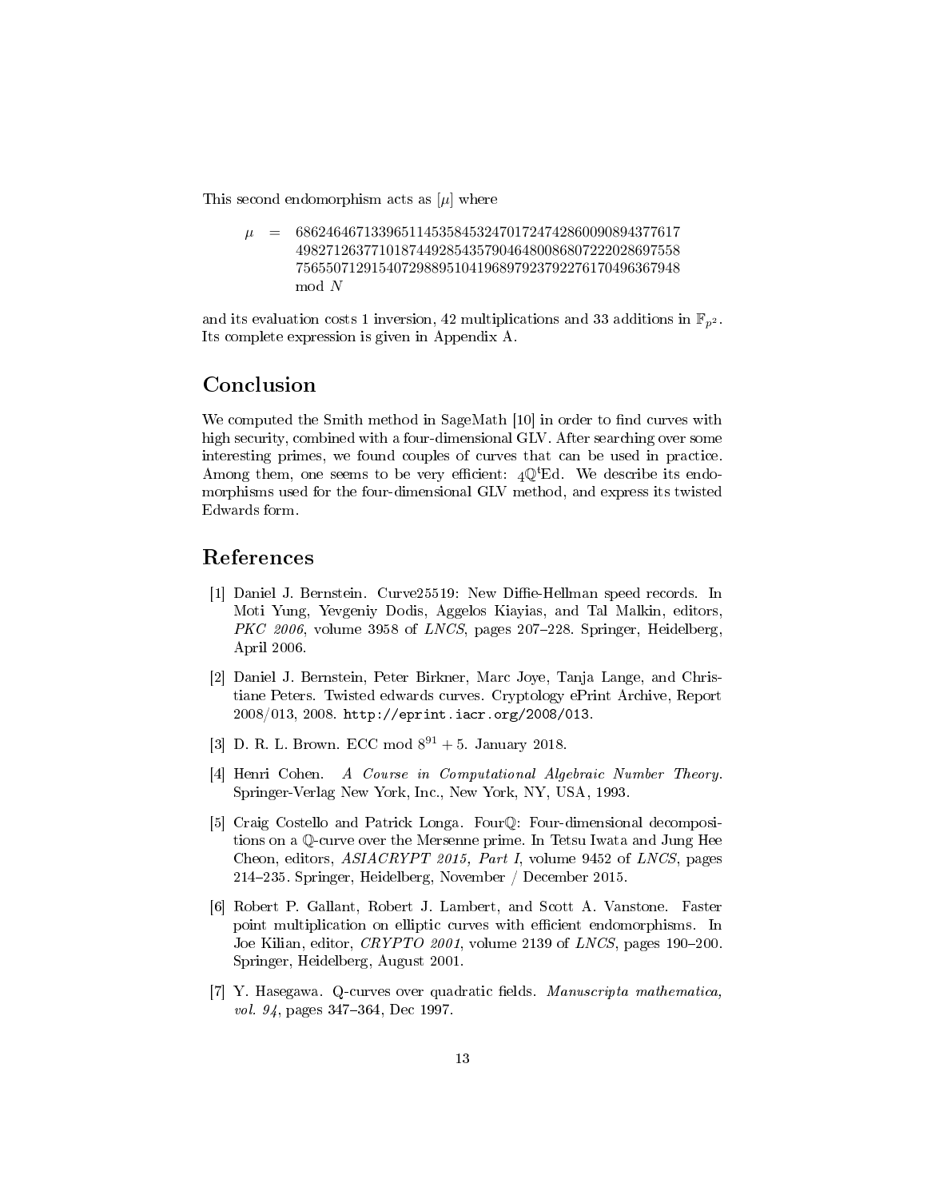This second endomorphism acts as $[\mu]$ where

$$\mu = \begin{array}{l} 686246467133965114535845324701724742860090894377617 \\ 498271263771018744928543579046480086807222028697558 \\ 756550712915407298895104196897923792276170496367948 \\ \bmod N \end{array}$$

and its evaluation costs 1 inversion, 42 multiplications and 33 additions in $\mathbb{F}_{p^2}$. Its complete expression is given in Appendix A.

## Conclusion

We computed the Smith method in SageMath [10] in order to find curves with high security, combined with a four-dimensional GLV. After searching over some interesting primes, we found couples of curves that can be used in practice. Among them, one seems to be very efficient: $_4\mathbb{Q}^t\mathrm{Ed}$. We describe its endomorphisms used for the four-dimensional GLV method, and express its twisted Edwards form.

## References

[1] Daniel J. Bernstein. Curve25519: New Diffie-Hellman speed records. In Moti Yung, Yevgeniy Dodis, Aggelos Kiayias, and Tal Malkin, editors, *PKC 2006*, volume 3958 of *LNCS*, pages 207–228. Springer, Heidelberg, April 2006.

[2] Daniel J. Bernstein, Peter Birkner, Marc Joye, Tanja Lange, and Christiane Peters. Twisted edwards curves. Cryptology ePrint Archive, Report 2008/013, 2008. `http://eprint.iacr.org/2008/013`.

[3] D. R. L. Brown. ECC mod $8^{91} + 5$. January 2018.

[4] Henri Cohen. *A Course in Computational Algebraic Number Theory*. Springer-Verlag New York, Inc., New York, NY, USA, 1993.

[5] Craig Costello and Patrick Longa. FourQ: Four-dimensional decompositions on a Q-curve over the Mersenne prime. In Tetsu Iwata and Jung Hee Cheon, editors, *ASIACRYPT 2015, Part I*, volume 9452 of *LNCS*, pages 214–235. Springer, Heidelberg, November / December 2015.

[6] Robert P. Gallant, Robert J. Lambert, and Scott A. Vanstone. Faster point multiplication on elliptic curves with efficient endomorphisms. In Joe Kilian, editor, *CRYPTO 2001*, volume 2139 of *LNCS*, pages 190–200. Springer, Heidelberg, August 2001.

[7] Y. Hasegawa. Q-curves over quadratic fields. *Manuscripta mathematica, vol. 94*, pages 347–364, Dec 1997.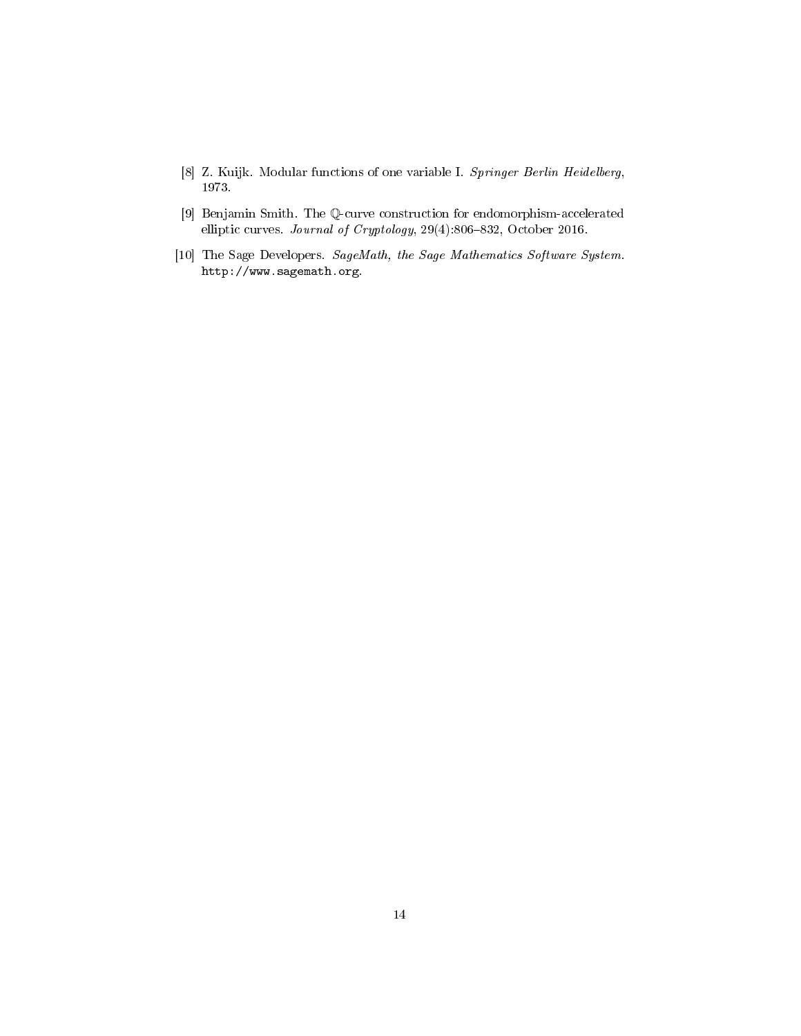[8] Z. Kuijk. Modular functions of one variable I. *Springer Berlin Heidelberg*, 1973.

[9] Benjamin Smith. The $\mathbb{Q}$-curve construction for endomorphism-accelerated elliptic curves. *Journal of Cryptology*, 29(4):806–832, October 2016.

[10] The Sage Developers. *SageMath, the Sage Mathematics Software System*. `http://www.sagemath.org`.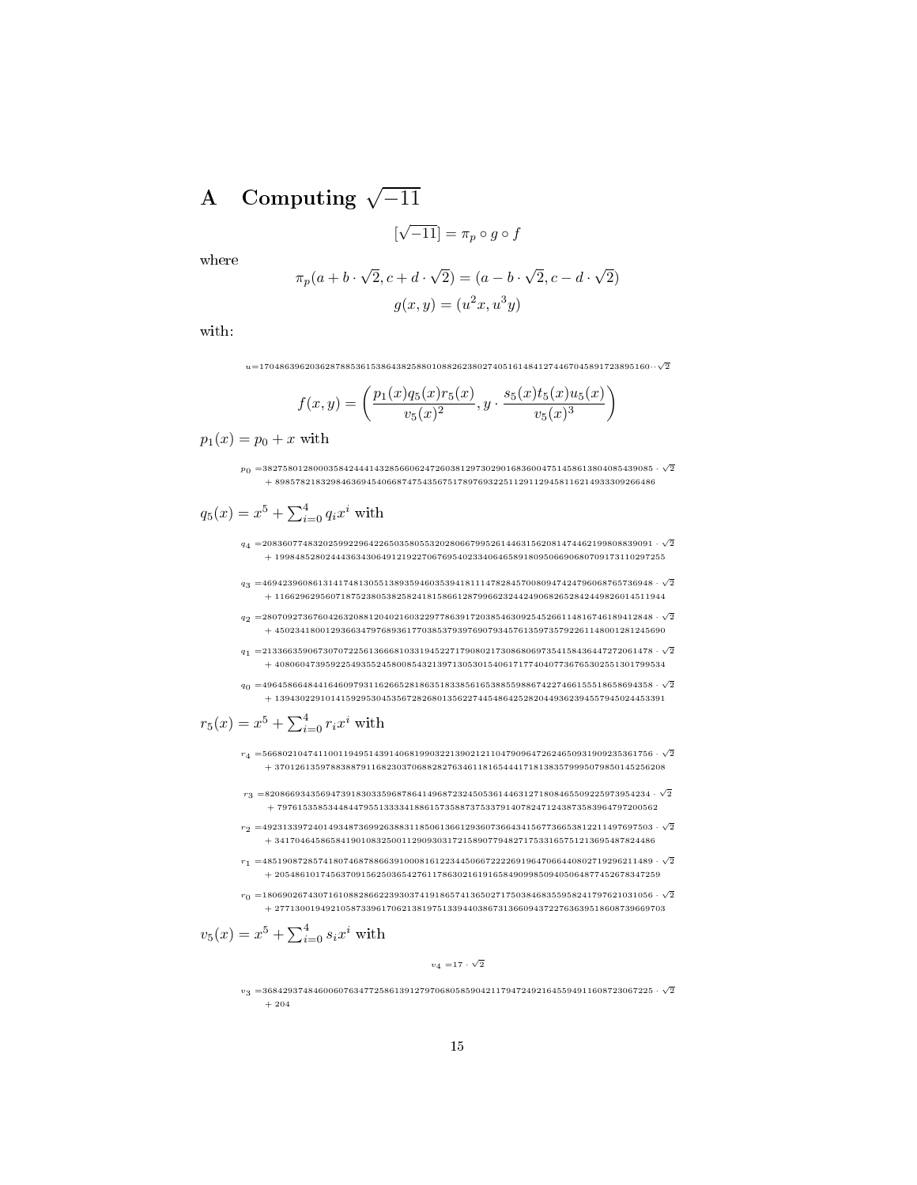# A Computing $\sqrt{-11}$

$$[\sqrt{-11}] = \pi_p \circ g \circ f$$

where

$$\pi_p(a + b \cdot \sqrt{2}, c + d \cdot \sqrt{2}) = (a - b \cdot \sqrt{2}, c - d \cdot \sqrt{2})$$

$$g(x, y) = (u^2 x, u^3 y)$$

with:

$$u = 1704863962036287885361538643825880108826238027405161484127446704589172389516 0 \cdot \cdot \sqrt{2}$$

$$f(x, y) = \left( \frac{p_1(x) q_5(x) r_5(x)}{v_5(x)^2}, y \cdot \frac{s_5(x) t_5(x) u_5(x)}{v_5(x)^3} \right)$$

$p_1(x) = p_0 + x$ with

$$p_0 = 38275801280003584244414328566062472603812973029016836004751458613804085439085 \cdot \sqrt{2} + 89857821832984636945406687475435675178976932251129112945811621493330926648 6$$

$q_5(x) = x^5 + \sum_{i=0}^{4} q_i x^i$ with

$$q_4 = 20836077483202599229642265035805532028066799526144631562081474462199808839091 \cdot \sqrt{2} + 19984852802444363430649121922706769540233406465891809506690680709173110297255$$

$$q_3 = 46942396086131417481305513893594603539418111478284570080947424796068765736948 \cdot \sqrt{2} + 11662962956071875238053825824181586612879966232442490682652842449826014511944$$

$$q_2 = 28070927367604263208812040216032297786391720385463092545266114816746189412848 \cdot \sqrt{2} + 45023418001293663479768936177038537939769079345761359735792261148001281245690$$

$$q_1 = 21336635906730707225613666810331945227179080217308680697354158436447272061478 \cdot \sqrt{2} + 40806047395922549355245800854321397130530154061717740407736765302551301799534$$

$$q_0 = 49645866484416460979311626652818635183385616538855988674227466155518658694358 \cdot \sqrt{2} + 13943022910141592953045356728268013562274454864252820449362394557945024453391$$

$r_5(x) = x^5 + \sum_{i=0}^{4} r_i x^i$ with

$$r_4 = 56680210474110011949514391406819903221390212110479096472624650931909235361756 \cdot \sqrt{2} + 37012613597883887911682303706882827634611816544417181383579995079850145256208$$

$$r_3 = 82086693435694739183033596878641496872324505361446312718084655092259739542 34 \cdot \sqrt{2} + 79761535853448447955133334188615735887375337914078247124387358396479720056 2$$

$$r_2 = 49231339724014934873699263883118506136612936073664341567736653812211497697503 \cdot \sqrt{2} + 34170464586584190108325001129093031721589077948271753316575121369548782448 6$$

$$r_1 = 48519087285741807468788663910008161223445066722226919647066440802719296211489 \cdot \sqrt{2} + 20548610174563709156250365427611786302161916584909985094050648774526783472 59$$

$$r_0 = 18069026743071610882866223930374191865741365027175038468355958241797621031056 \cdot \sqrt{2} + 27713001949210587339617062138197513394403867313660943722763639518608739669703$$

$v_5(x) = x^5 + \sum_{i=0}^{4} s_i x^i$ with

$$v_4 = 17 \cdot \sqrt{2}$$

$$v_3 = 36842937484600607634772586139127970680585904211794724921645594911608723067225 \cdot \sqrt{2} + 204$$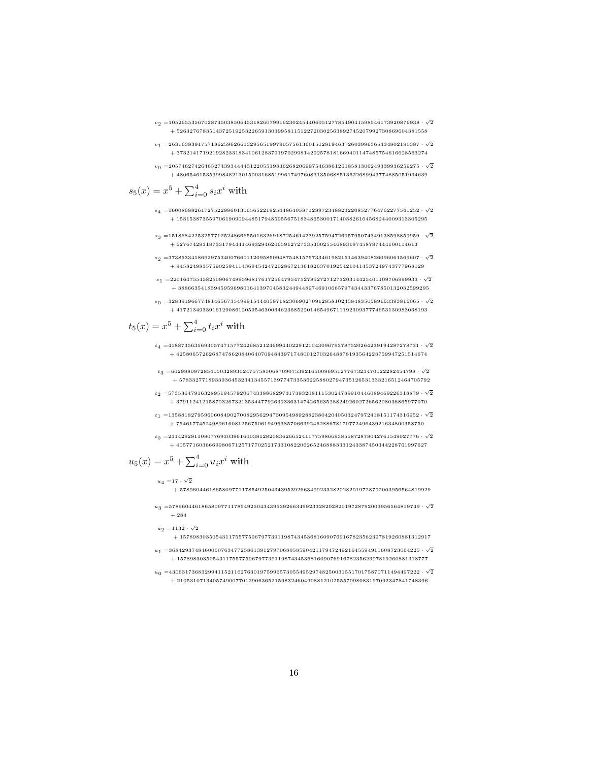$$v_2 = 105265535670287450385064531826079916230245440605127785490415985461739208769\,38 \cdot \sqrt{2}$$
$$+ 52632767835143725192532265913039958115122720302563892745207992730869604381558$$

$$v_1 = 26316383917571862596266132956519979057561360151281946372603996365434802190387 \cdot \sqrt{2}$$
$$+ 37321417192192823318341061283791970299814292578181669401147485754616628563274$$

$$v_0 = 20574627426465274393444431220551983626820699754638612618581306249339936259275 \cdot \sqrt{2}$$
$$+ 48065461535399848213015003168519961749760831350688513622689943774885051934639$$

$s_5(x) = x^5 + \sum_{i=0}^{4} s_i x^i$ with

$$s_4 = 16008688261727522996013065652219254486405871289723488232208527764762277541252 \cdot \sqrt{2}$$
$$+ 15315387355970619090944851794859556751834865300171403826164568244009313305295$$

$$s_3 = 15186842253257712524866655016326918725461423925759472695795074349138598859959 \cdot \sqrt{2}$$
$$+ 62767429318733179444146932946206591272733530025546893197458787444100114613$$

$$s_2 = 37385334186929753400766011209585094875481575733461982151463940826096061569607 \cdot \sqrt{2}$$
$$+ 94582498357590259411436945424720286721361826370192542104145372497437779681\,29$$

$$s_1 = 22016475545825090674895968176172564795475278527271273203144254011097069999\,33 \cdot \sqrt{2}$$
$$+ 38866354183945959698016413970458324494489746910665797434433767850132032599295$$

$$s_0 = 32839196677481465673549991544405871823069027091285810245848350589163393816065 \cdot \sqrt{2}$$
$$+ 41721349339161290861205954630034623685220146549671119230937774653130983038193$$

$t_5(x) = x^5 + \sum_{i=0}^{4} t_i x^i$ with

$$t_4 = 41887356356930574715772426852124699440229121043096793787520264239194287278731 \cdot \sqrt{2}$$
$$+ 42580657262687478620840640709484397174800127032648878193564223759947251514674$$

$$t_3 = 60298809728540503289302475758506870907539216500969512776732347012228245479\,8 \cdot \sqrt{2}$$
$$+ 57833277189339364532341345571397747335362258802794735126531333216512464705792$$

$$t_2 = 57353647916328951945792067433886829731739320811153024789910446089469226318879 \cdot \sqrt{2}$$
$$+ 37911241215870326732135344779263933631474265635288249260272656208038865977070$$

$$t_1 = 13588182795960608490270082956294730954989288238042040503247972418151174316952 \cdot \sqrt{2}$$
$$+ 75461774524989616081256750619496385706639246288678170772496439216348003587\,50$$

$$t_0 = 23142929110807769303961600381282083626652411775986693855872878042761549027776 \cdot \sqrt{2}$$
$$+ 40577160366699806712571770252173310822062652468883331243387450344228761997627$$

$u_5(x) = x^5 + \sum_{i=0}^{4} u_i x^i$ with

$$u_4 = 17 \cdot \sqrt{2}$$
$$+ 57896044618658097711785492504343953926634992332820282019728792003956564819929$$

$$u_3 = 57896044618658097711785492504343953926634992332820282019728792003956564819749 \cdot \sqrt{2}$$
$$+ 284$$

$$u_2 = 1132 \cdot \sqrt{2}$$
$$+ 15789830350543117557759679773911987434536816090769167823562397819260881312917$$

$$u_1 = 36842937484600607634772586139127970680585904211794724921645594911608723064225 \cdot \sqrt{2}$$
$$+ 15789830350543117557759679773911987434536816090769167823562397819260881318777$$

$$u_0 = 43063173683299411521162763019759965730554952974825003155170175870711494497222 \cdot \sqrt{2}$$
$$+ 21053107134057490077012906365215983246049088121025557098083197092347841748396$$